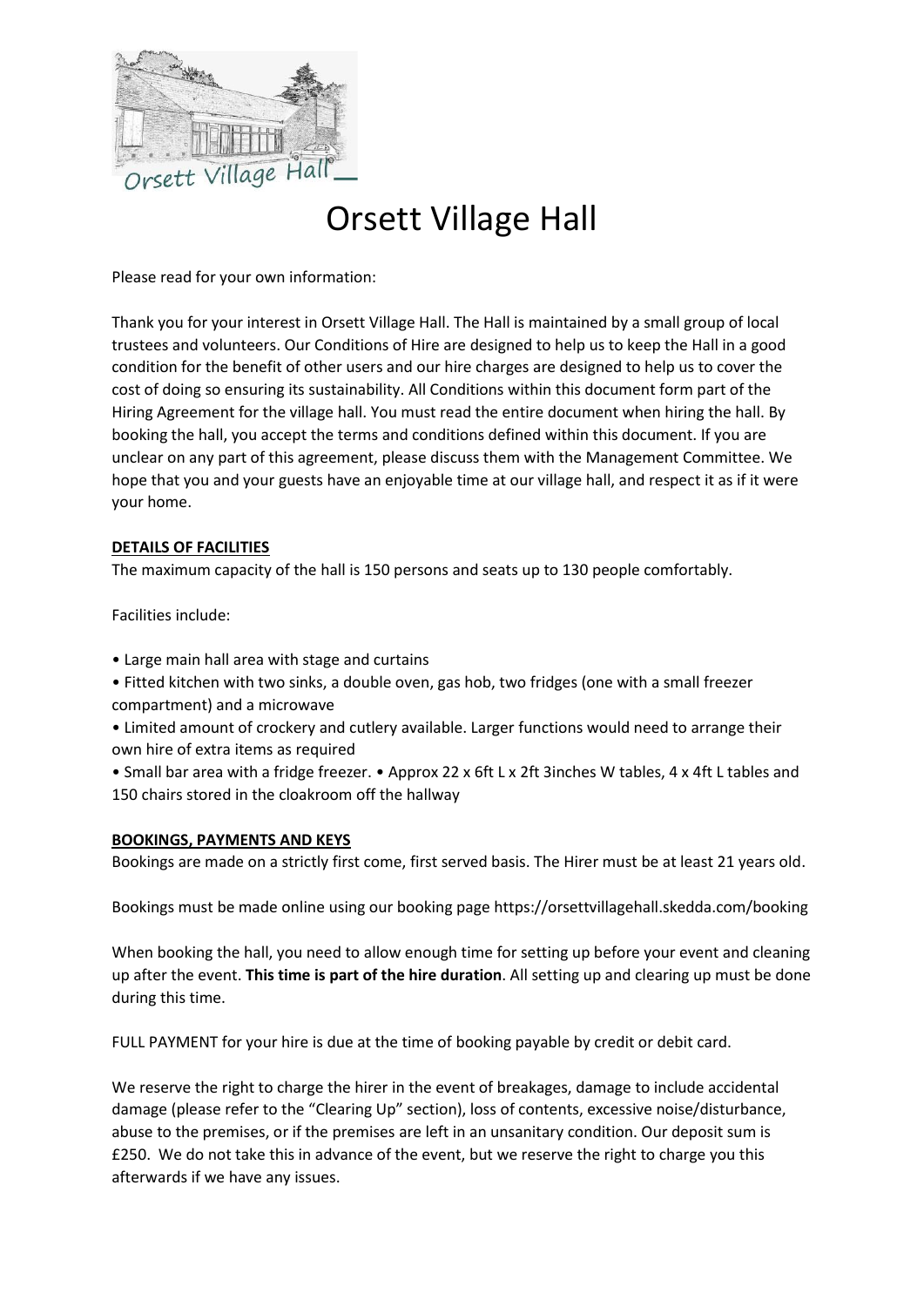# Orsett Village Hall

Please read for your own information:

Thank you for your interest in Orsett Village Hall. The Hall is maintained by a small group of local trustees and volunteers. Our Conditions of Hire are designed to help us to keep the Hall in a good condition for the benefit of other users and our hire charges are designed to help us to cover the cost of doing so ensuring its sustainability. All Conditions within this document form part of the Hiring Agreement for the village hall. You must read the entire document when hiring the hall. By booking the hall, you accept the terms and conditions defined within this document. If you are unclear on any part of this agreement, please discuss them with the Management Committee. We hope that you and your guests have an enjoyable time at our village hall, and respect it as if it were your home.

## DETAILS OF FACILITIES

The maximum capacity of the hall is 150 persons and seats up to 130 people comfortably.

Facilities include:

- Large main hall area with stage and curtains
- Fitted kitchen with two sinks, a double oven, gas hob, two fridges (one with a small freezer compartment) and a microwave
- Limited amount of crockery and cutlery available. Larger functions would need to arrange their own hire of extra items as required
- Small bar area with a fridge freezer. • Approx 22 x 6ft L x 2ft 3inches W tables, 4 x 4ft L tables and 150 chairs stored in the cloakroom off the hallway

## BOOKINGS, PAYMENTS AND KEYS

Bookings are made on a strictly first come, first served basis. The Hirer must be at least 21 years old.

Bookings must be made online using our booking page https://orsettvillagehall.skedda.com/booking

When booking the hall, you need to allow enough time for setting up before your event and cleaning up after the event. **This time is part of the hire duration**. All setting up and clearing up must be done during this time.

FULL PAYMENT for your hire is due at the time of booking payable by credit or debit card.

We reserve the right to charge the hirer in the event of breakages, damage to include accidental damage (please refer to the "Clearing Up" section), loss of contents, excessive noise/disturbance, abuse to the premises, or if the premises are left in an unsanitary condition. Our deposit sum is £250. We do not take this in advance of the event, but we reserve the right to charge you this afterwards if we have any issues.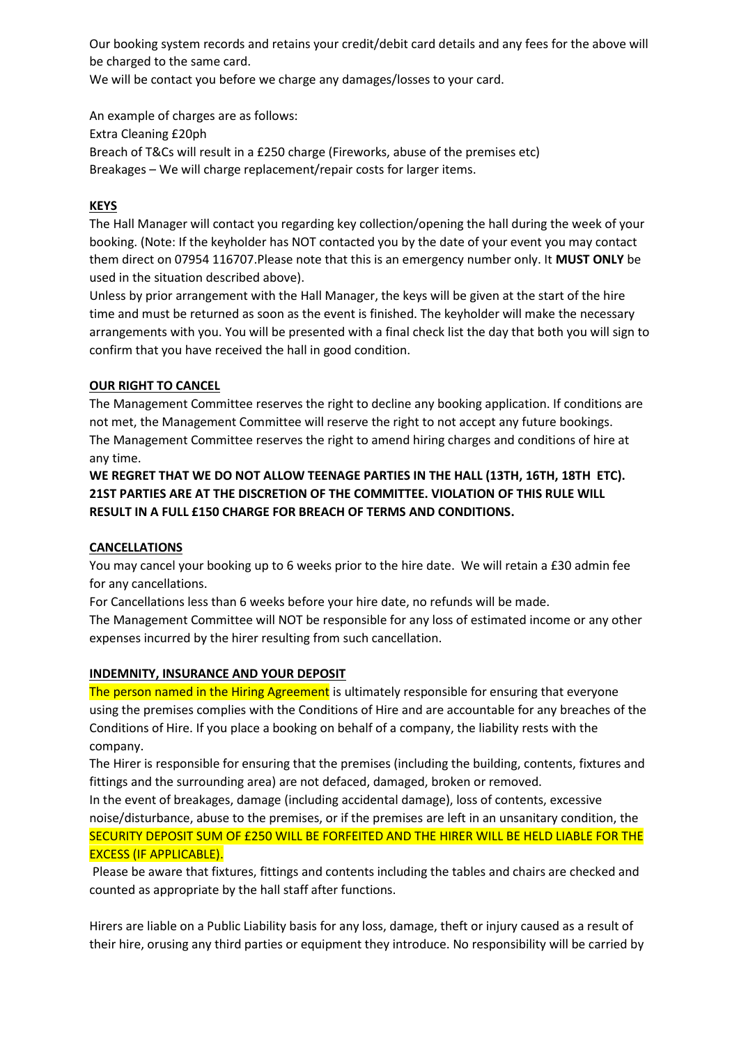Our booking system records and retains your credit/debit card details and any fees for the above will be charged to the same card.

We will be contact you before we charge any damages/losses to your card.

An example of charges are as follows:
Extra Cleaning £20ph
Breach of T&Cs will result in a £250 charge (Fireworks, abuse of the premises etc)
Breakages – We will charge replacement/repair costs for larger items.

## KEYS

The Hall Manager will contact you regarding key collection/opening the hall during the week of your booking. (Note: If the keyholder has NOT contacted you by the date of your event you may contact them direct on 07954 116707.Please note that this is an emergency number only. It **MUST ONLY** be used in the situation described above).

Unless by prior arrangement with the Hall Manager, the keys will be given at the start of the hire time and must be returned as soon as the event is finished. The keyholder will make the necessary arrangements with you. You will be presented with a final check list the day that both you will sign to confirm that you have received the hall in good condition.

## OUR RIGHT TO CANCEL

The Management Committee reserves the right to decline any booking application. If conditions are not met, the Management Committee will reserve the right to not accept any future bookings.

The Management Committee reserves the right to amend hiring charges and conditions of hire at any time.

**WE REGRET THAT WE DO NOT ALLOW TEENAGE PARTIES IN THE HALL (13TH, 16TH, 18TH ETC). 21ST PARTIES ARE AT THE DISCRETION OF THE COMMITTEE. VIOLATION OF THIS RULE WILL RESULT IN A FULL £150 CHARGE FOR BREACH OF TERMS AND CONDITIONS.**

## CANCELLATIONS

You may cancel your booking up to 6 weeks prior to the hire date. We will retain a £30 admin fee for any cancellations.

For Cancellations less than 6 weeks before your hire date, no refunds will be made.

The Management Committee will NOT be responsible for any loss of estimated income or any other expenses incurred by the hirer resulting from such cancellation.

## INDEMNITY, INSURANCE AND YOUR DEPOSIT

The person named in the Hiring Agreement is ultimately responsible for ensuring that everyone using the premises complies with the Conditions of Hire and are accountable for any breaches of the Conditions of Hire. If you place a booking on behalf of a company, the liability rests with the company.

The Hirer is responsible for ensuring that the premises (including the building, contents, fixtures and fittings and the surrounding area) are not defaced, damaged, broken or removed.

In the event of breakages, damage (including accidental damage), loss of contents, excessive noise/disturbance, abuse to the premises, or if the premises are left in an unsanitary condition, the SECURITY DEPOSIT SUM OF £250 WILL BE FORFEITED AND THE HIRER WILL BE HELD LIABLE FOR THE EXCESS (IF APPLICABLE).

Please be aware that fixtures, fittings and contents including the tables and chairs are checked and counted as appropriate by the hall staff after functions.

Hirers are liable on a Public Liability basis for any loss, damage, theft or injury caused as a result of their hire, orusing any third parties or equipment they introduce. No responsibility will be carried by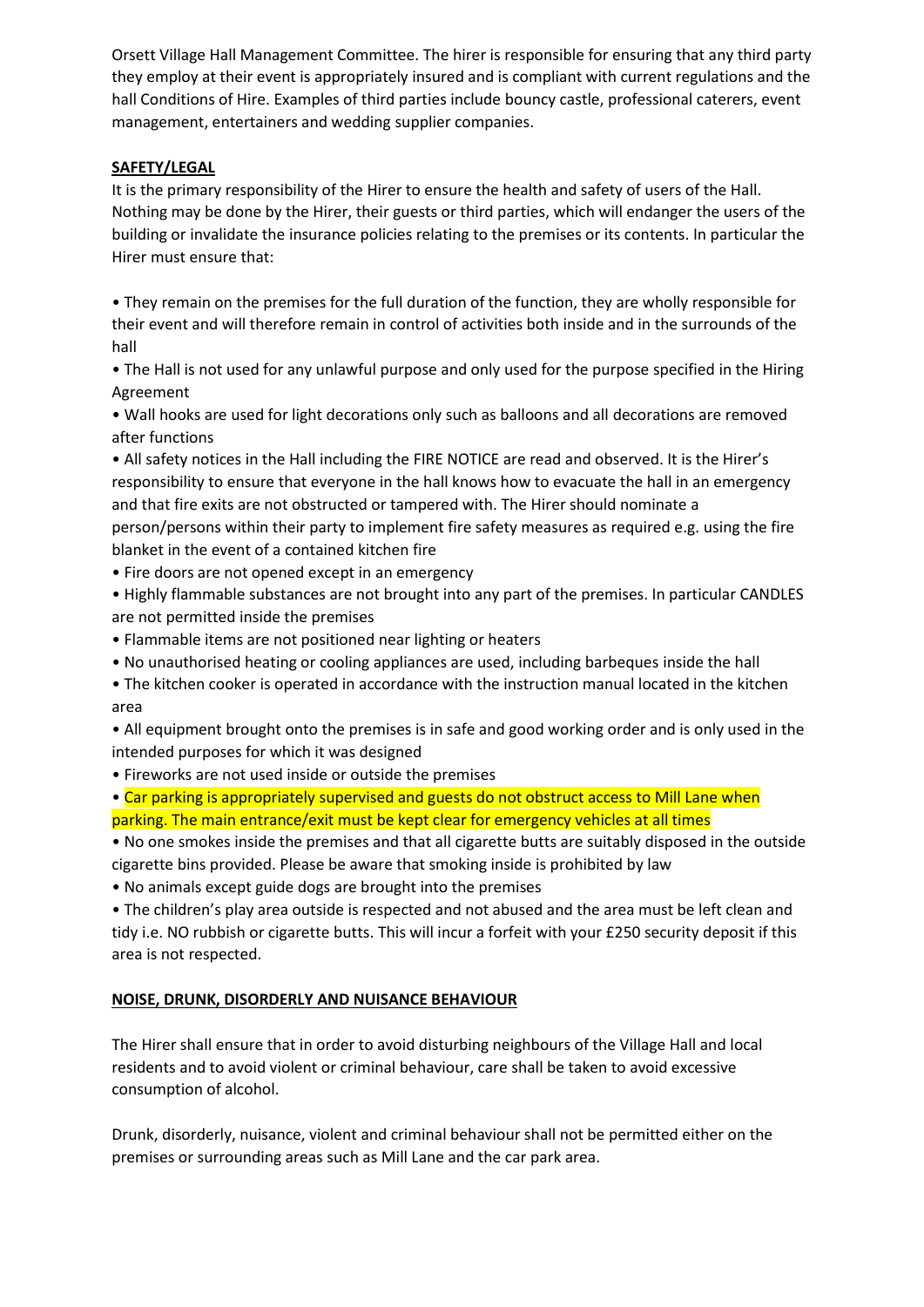Orsett Village Hall Management Committee. The hirer is responsible for ensuring that any third party they employ at their event is appropriately insured and is compliant with current regulations and the hall Conditions of Hire. Examples of third parties include bouncy castle, professional caterers, event management, entertainers and wedding supplier companies.

**SAFETY/LEGAL**

It is the primary responsibility of the Hirer to ensure the health and safety of users of the Hall. Nothing may be done by the Hirer, their guests or third parties, which will endanger the users of the building or invalidate the insurance policies relating to the premises or its contents. In particular the Hirer must ensure that:

- They remain on the premises for the full duration of the function, they are wholly responsible for their event and will therefore remain in control of activities both inside and in the surrounds of the hall
- The Hall is not used for any unlawful purpose and only used for the purpose specified in the Hiring Agreement
- Wall hooks are used for light decorations only such as balloons and all decorations are removed after functions
- All safety notices in the Hall including the FIRE NOTICE are read and observed. It is the Hirer's responsibility to ensure that everyone in the hall knows how to evacuate the hall in an emergency and that fire exits are not obstructed or tampered with. The Hirer should nominate a person/persons within their party to implement fire safety measures as required e.g. using the fire blanket in the event of a contained kitchen fire
- Fire doors are not opened except in an emergency
- Highly flammable substances are not brought into any part of the premises. In particular CANDLES are not permitted inside the premises
- Flammable items are not positioned near lighting or heaters
- No unauthorised heating or cooling appliances are used, including barbeques inside the hall
- The kitchen cooker is operated in accordance with the instruction manual located in the kitchen area
- All equipment brought onto the premises is in safe and good working order and is only used in the intended purposes for which it was designed
- Fireworks are not used inside or outside the premises
- Car parking is appropriately supervised and guests do not obstruct access to Mill Lane when parking. The main entrance/exit must be kept clear for emergency vehicles at all times
- No one smokes inside the premises and that all cigarette butts are suitably disposed in the outside cigarette bins provided. Please be aware that smoking inside is prohibited by law
- No animals except guide dogs are brought into the premises
- The children's play area outside is respected and not abused and the area must be left clean and tidy i.e. NO rubbish or cigarette butts. This will incur a forfeit with your £250 security deposit if this area is not respected.

**NOISE, DRUNK, DISORDERLY AND NUISANCE BEHAVIOUR**

The Hirer shall ensure that in order to avoid disturbing neighbours of the Village Hall and local residents and to avoid violent or criminal behaviour, care shall be taken to avoid excessive consumption of alcohol.

Drunk, disorderly, nuisance, violent and criminal behaviour shall not be permitted either on the premises or surrounding areas such as Mill Lane and the car park area.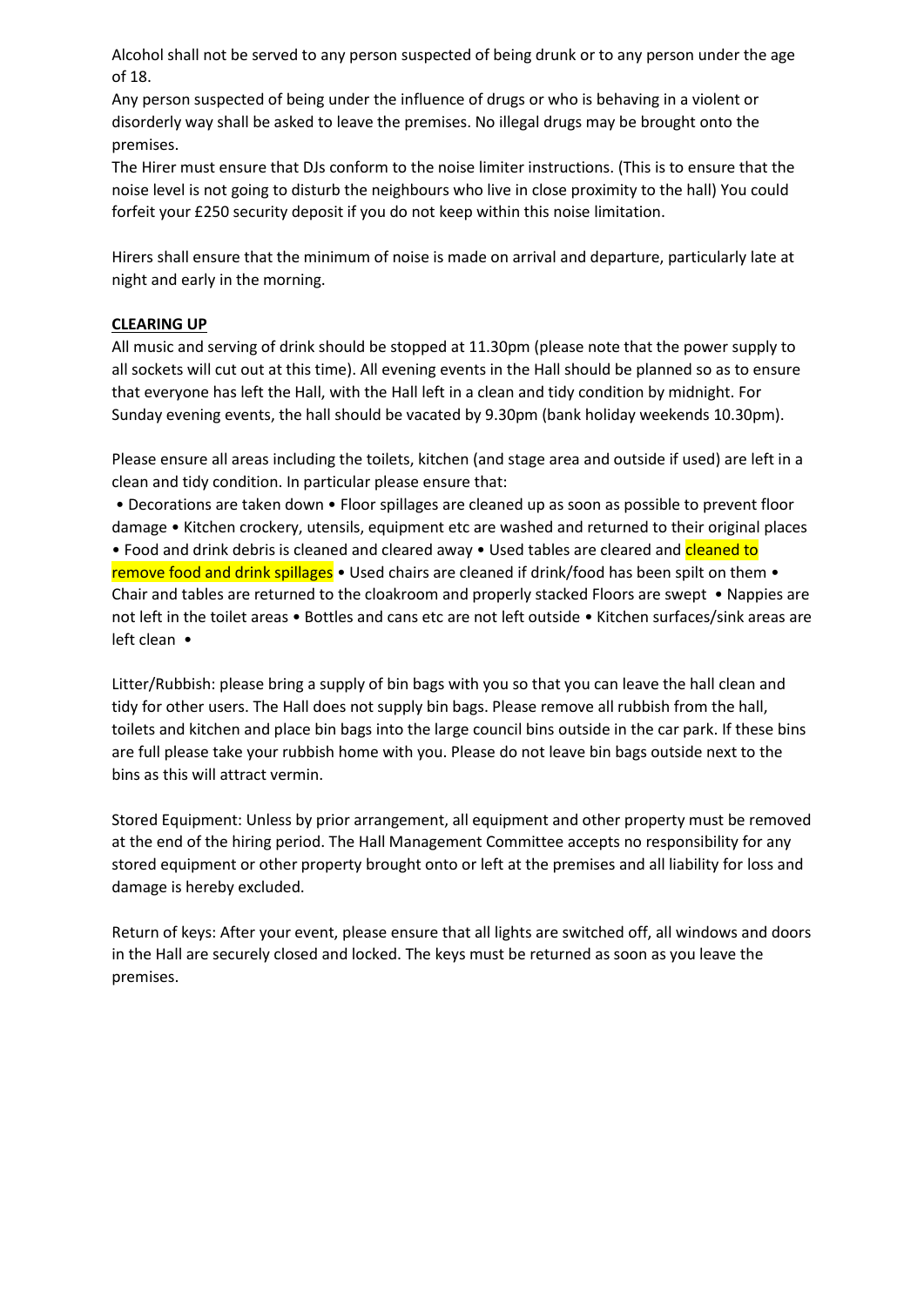Alcohol shall not be served to any person suspected of being drunk or to any person under the age of 18.

Any person suspected of being under the influence of drugs or who is behaving in a violent or disorderly way shall be asked to leave the premises. No illegal drugs may be brought onto the premises.

The Hirer must ensure that DJs conform to the noise limiter instructions. (This is to ensure that the noise level is not going to disturb the neighbours who live in close proximity to the hall) You could forfeit your £250 security deposit if you do not keep within this noise limitation.

Hirers shall ensure that the minimum of noise is made on arrival and departure, particularly late at night and early in the morning.

**CLEARING UP**

All music and serving of drink should be stopped at 11.30pm (please note that the power supply to all sockets will cut out at this time). All evening events in the Hall should be planned so as to ensure that everyone has left the Hall, with the Hall left in a clean and tidy condition by midnight. For Sunday evening events, the hall should be vacated by 9.30pm (bank holiday weekends 10.30pm).

Please ensure all areas including the toilets, kitchen (and stage area and outside if used) are left in a clean and tidy condition. In particular please ensure that:

• Decorations are taken down • Floor spillages are cleaned up as soon as possible to prevent floor damage • Kitchen crockery, utensils, equipment etc are washed and returned to their original places • Food and drink debris is cleaned and cleared away • Used tables are cleared and cleaned to remove food and drink spillages • Used chairs are cleaned if drink/food has been spilt on them • Chair and tables are returned to the cloakroom and properly stacked Floors are swept • Nappies are not left in the toilet areas • Bottles and cans etc are not left outside • Kitchen surfaces/sink areas are left clean •

Litter/Rubbish: please bring a supply of bin bags with you so that you can leave the hall clean and tidy for other users. The Hall does not supply bin bags. Please remove all rubbish from the hall, toilets and kitchen and place bin bags into the large council bins outside in the car park. If these bins are full please take your rubbish home with you. Please do not leave bin bags outside next to the bins as this will attract vermin.

Stored Equipment: Unless by prior arrangement, all equipment and other property must be removed at the end of the hiring period. The Hall Management Committee accepts no responsibility for any stored equipment or other property brought onto or left at the premises and all liability for loss and damage is hereby excluded.

Return of keys: After your event, please ensure that all lights are switched off, all windows and doors in the Hall are securely closed and locked. The keys must be returned as soon as you leave the premises.